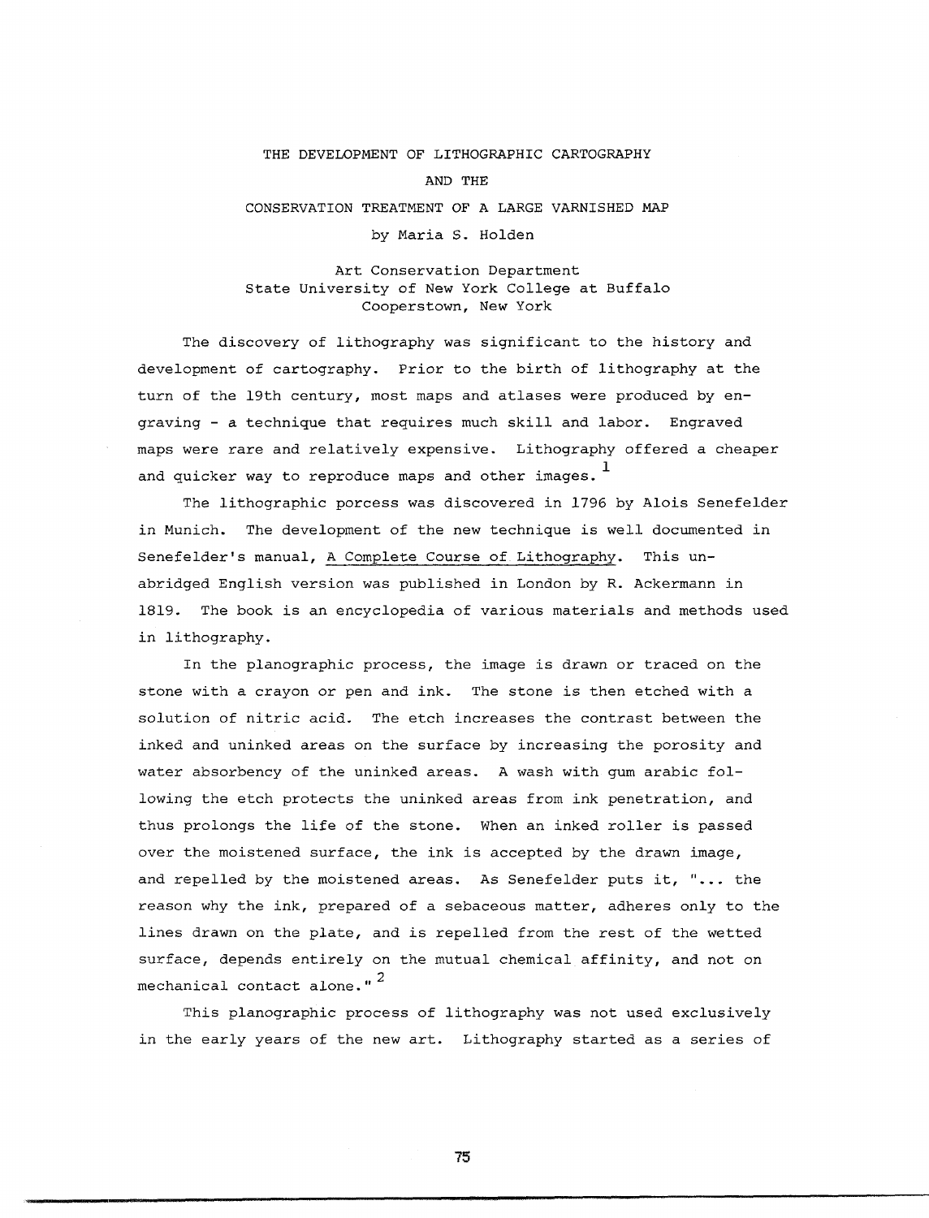# THE DEVELOPMENT OF LITHOGRAPHIC CARTOGRAPHY AND THE CONSERVATION TREATMENT OF A LARGE VARNISHED MAP

by Maria S. Holden

Art Conservation Department
State University of New York College at Buffalo
Cooperstown, New York

The discovery of lithography was significant to the history and development of cartography. Prior to the birth of lithography at the turn of the 19th century, most maps and atlases were produced by engraving - a technique that requires much skill and labor. Engraved maps were rare and relatively expensive. Lithography offered a cheaper and quicker way to reproduce maps and other images.[1]

The lithographic porcess was discovered in 1796 by Alois Senefelder in Munich. The development of the new technique is well documented in Senefelder's manual, A Complete Course of Lithography. This unabridged English version was published in London by R. Ackermann in 1819. The book is an encyclopedia of various materials and methods used in lithography.

In the planographic process, the image is drawn or traced on the stone with a crayon or pen and ink. The stone is then etched with a solution of nitric acid. The etch increases the contrast between the inked and uninked areas on the surface by increasing the porosity and water absorbency of the uninked areas. A wash with gum arabic following the etch protects the uninked areas from ink penetration, and thus prolongs the life of the stone. When an inked roller is passed over the moistened surface, the ink is accepted by the drawn image, and repelled by the moistened areas. As Senefelder puts it, "... the reason why the ink, prepared of a sebaceous matter, adheres only to the lines drawn on the plate, and is repelled from the rest of the wetted surface, depends entirely on the mutual chemical affinity, and not on mechanical contact alone."[2]

This planographic process of lithography was not used exclusively in the early years of the new art. Lithography started as a series of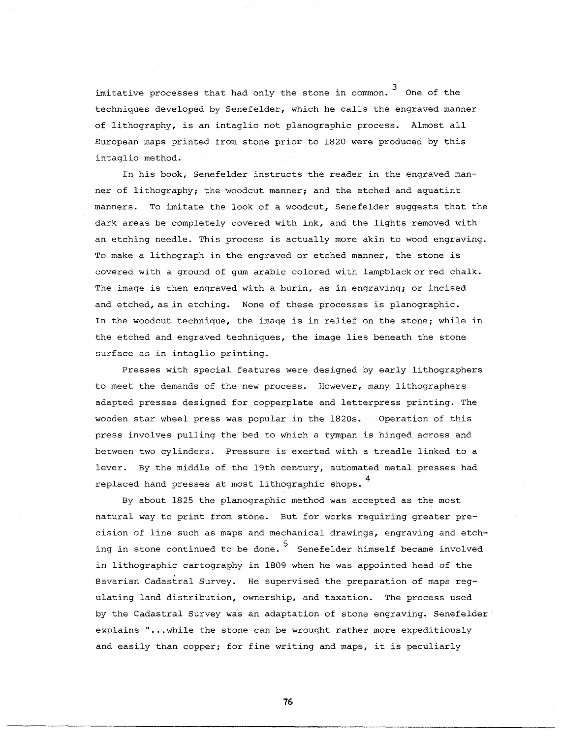imitative processes that had only the stone in common.[3] One of the techniques developed by Senefelder, which he calls the engraved manner of lithography, is an intaglio not planographic process. Almost all European maps printed from stone prior to 1820 were produced by this intaglio method.

In his book, Senefelder instructs the reader in the engraved manner of lithography; the woodcut manner; and the etched and aquatint manners. To imitate the look of a woodcut, Senefelder suggests that the dark areas be completely covered with ink, and the lights removed with an etching needle. This process is actually more akin to wood engraving. To make a lithograph in the engraved or etched manner, the stone is covered with a ground of gum arabic colored with lampblack or red chalk. The image is then engraved with a burin, as in engraving; or incised and etched, as in etching. None of these processes is planographic. In the woodcut technique, the image is in relief on the stone; while in the etched and engraved techniques, the image lies beneath the stone surface as in intaglio printing.

Presses with special features were designed by early lithographers to meet the demands of the new process. However, many lithographers adapted presses designed for copperplate and letterpress printing. The wooden star wheel press was popular in the 1820s. Operation of this press involves pulling the bed to which a tympan is hinged across and between two cylinders. Pressure is exerted with a treadle linked to a lever. By the middle of the 19th century, automated metal presses had replaced hand presses at most lithographic shops.[4]

By about 1825 the planographic method was accepted as the most natural way to print from stone. But for works requiring greater precision of line such as maps and mechanical drawings, engraving and etching in stone continued to be done.[5] Senefelder himself became involved in lithographic cartography in 1809 when he was appointed head of the Bavarian Cadastral Survey. He supervised the preparation of maps regulating land distribution, ownership, and taxation. The process used by the Cadastral Survey was an adaptation of stone engraving. Senefelder explains "...while the stone can be wrought rather more expeditiously and easily than copper; for fine writing and maps, it is peculiarly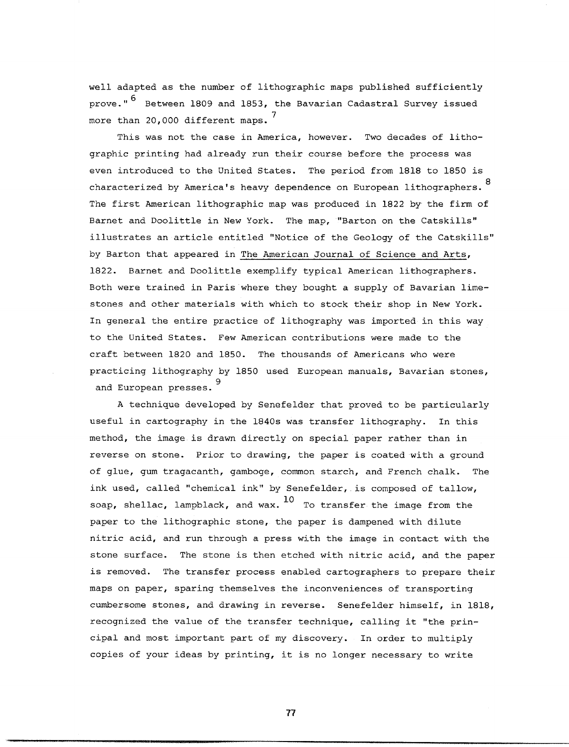well adapted as the number of lithographic maps published sufficiently prove."[6] Between 1809 and 1853, the Bavarian Cadastral Survey issued more than 20,000 different maps.[7]

This was not the case in America, however. Two decades of lithographic printing had already run their course before the process was even introduced to the United States. The period from 1818 to 1850 is characterized by America's heavy dependence on European lithographers.[8] The first American lithographic map was produced in 1822 by the firm of Barnet and Doolittle in New York. The map, "Barton on the Catskills" illustrates an article entitled "Notice of the Geology of the Catskills" by Barton that appeared in The American Journal of Science and Arts, 1822. Barnet and Doolittle exemplify typical American lithographers. Both were trained in Paris where they bought a supply of Bavarian limestones and other materials with which to stock their shop in New York. In general the entire practice of lithography was imported in this way to the United States. Few American contributions were made to the craft between 1820 and 1850. The thousands of Americans who were practicing lithography by 1850 used European manuals, Bavarian stones, and European presses.[9]

A technique developed by Senefelder that proved to be particularly useful in cartography in the 1840s was transfer lithography. In this method, the image is drawn directly on special paper rather than in reverse on stone. Prior to drawing, the paper is coated with a ground of glue, gum tragacanth, gamboge, common starch, and French chalk. The ink used, called "chemical ink" by Senefelder, is composed of tallow, soap, shellac, lampblack, and wax.[10] To transfer the image from the paper to the lithographic stone, the paper is dampened with dilute nitric acid, and run through a press with the image in contact with the stone surface. The stone is then etched with nitric acid, and the paper is removed. The transfer process enabled cartographers to prepare their maps on paper, sparing themselves the inconveniences of transporting cumbersome stones, and drawing in reverse. Senefelder himself, in 1818, recognized the value of the transfer technique, calling it "the principal and most important part of my discovery. In order to multiply copies of your ideas by printing, it is no longer necessary to write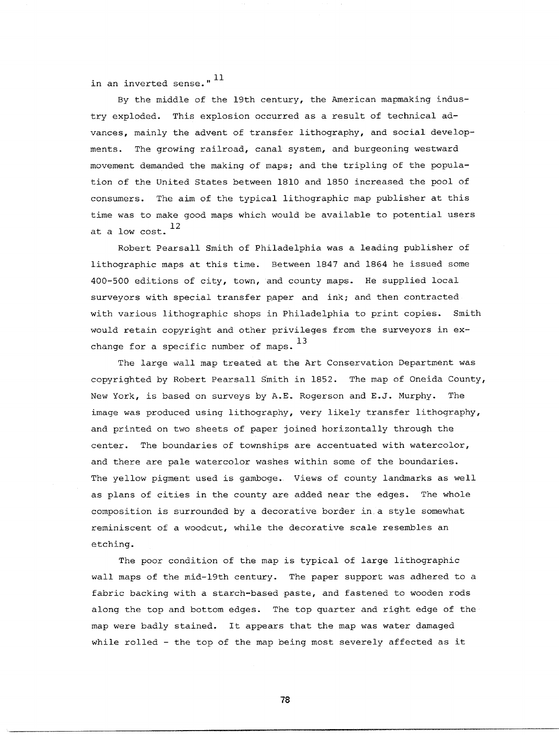in an inverted sense."[11]

By the middle of the 19th century, the American mapmaking industry exploded. This explosion occurred as a result of technical advances, mainly the advent of transfer lithography, and social developments. The growing railroad, canal system, and burgeoning westward movement demanded the making of maps; and the tripling of the population of the United States between 1810 and 1850 increased the pool of consumers. The aim of the typical lithographic map publisher at this time was to make good maps which would be available to potential users at a low cost.[12]

Robert Pearsall Smith of Philadelphia was a leading publisher of lithographic maps at this time. Between 1847 and 1864 he issued some 400-500 editions of city, town, and county maps. He supplied local surveyors with special transfer paper and ink; and then contracted with various lithographic shops in Philadelphia to print copies. Smith would retain copyright and other privileges from the surveyors in exchange for a specific number of maps.[13]

The large wall map treated at the Art Conservation Department was copyrighted by Robert Pearsall Smith in 1852. The map of Oneida County, New York, is based on surveys by A.E. Rogerson and E.J. Murphy. The image was produced using lithography, very likely transfer lithography, and printed on two sheets of paper joined horizontally through the center. The boundaries of townships are accentuated with watercolor, and there are pale watercolor washes within some of the boundaries. The yellow pigment used is gamboge. Views of county landmarks as well as plans of cities in the county are added near the edges. The whole composition is surrounded by a decorative border in a style somewhat reminiscent of a woodcut, while the decorative scale resembles an etching.

The poor condition of the map is typical of large lithographic wall maps of the mid-19th century. The paper support was adhered to a fabric backing with a starch-based paste, and fastened to wooden rods along the top and bottom edges. The top quarter and right edge of the map were badly stained. It appears that the map was water damaged while rolled - the top of the map being most severely affected as it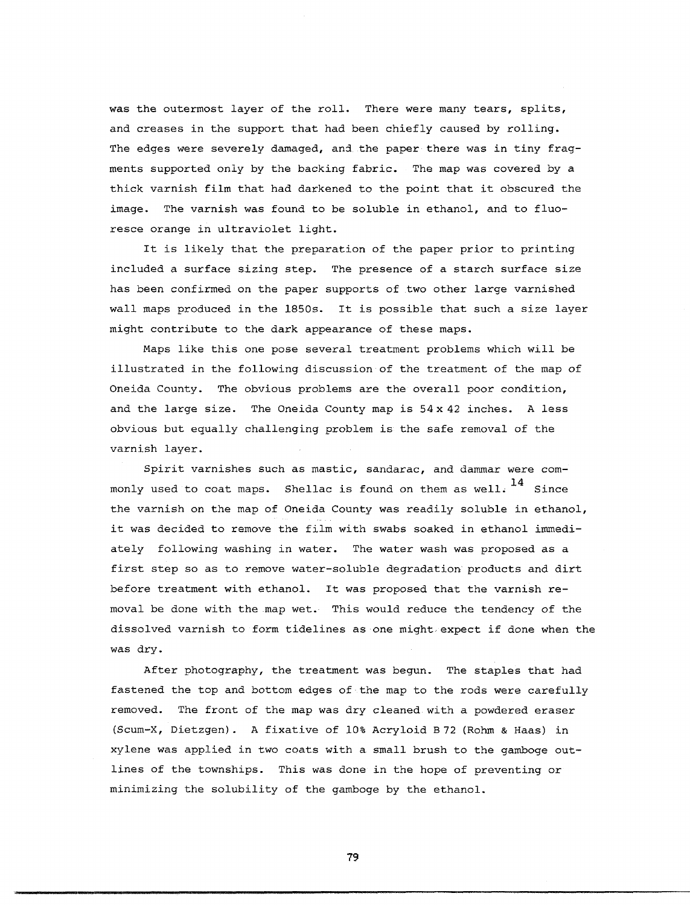was the outermost layer of the roll. There were many tears, splits, and creases in the support that had been chiefly caused by rolling. The edges were severely damaged, and the paper there was in tiny fragments supported only by the backing fabric. The map was covered by a thick varnish film that had darkened to the point that it obscured the image. The varnish was found to be soluble in ethanol, and to fluoresce orange in ultraviolet light.

It is likely that the preparation of the paper prior to printing included a surface sizing step. The presence of a starch surface size has been confirmed on the paper supports of two other large varnished wall maps produced in the 1850s. It is possible that such a size layer might contribute to the dark appearance of these maps.

Maps like this one pose several treatment problems which will be illustrated in the following discussion of the treatment of the map of Oneida County. The obvious problems are the overall poor condition, and the large size. The Oneida County map is 54 x 42 inches. A less obvious but equally challenging problem is the safe removal of the varnish layer.

Spirit varnishes such as mastic, sandarac, and dammar were commonly used to coat maps. Shellac is found on them as well.[14] Since the varnish on the map of Oneida County was readily soluble in ethanol, it was decided to remove the film with swabs soaked in ethanol immediately following washing in water. The water wash was proposed as a first step so as to remove water-soluble degradation products and dirt before treatment with ethanol. It was proposed that the varnish removal be done with the map wet. This would reduce the tendency of the dissolved varnish to form tidelines as one might expect if done when the was dry.

After photography, the treatment was begun. The staples that had fastened the top and bottom edges of the map to the rods were carefully removed. The front of the map was dry cleaned with a powdered eraser (Scum-X, Dietzgen). A fixative of 10% Acryloid B 72 (Rohm & Haas) in xylene was applied in two coats with a small brush to the gamboge outlines of the townships. This was done in the hope of preventing or minimizing the solubility of the gamboge by the ethanol.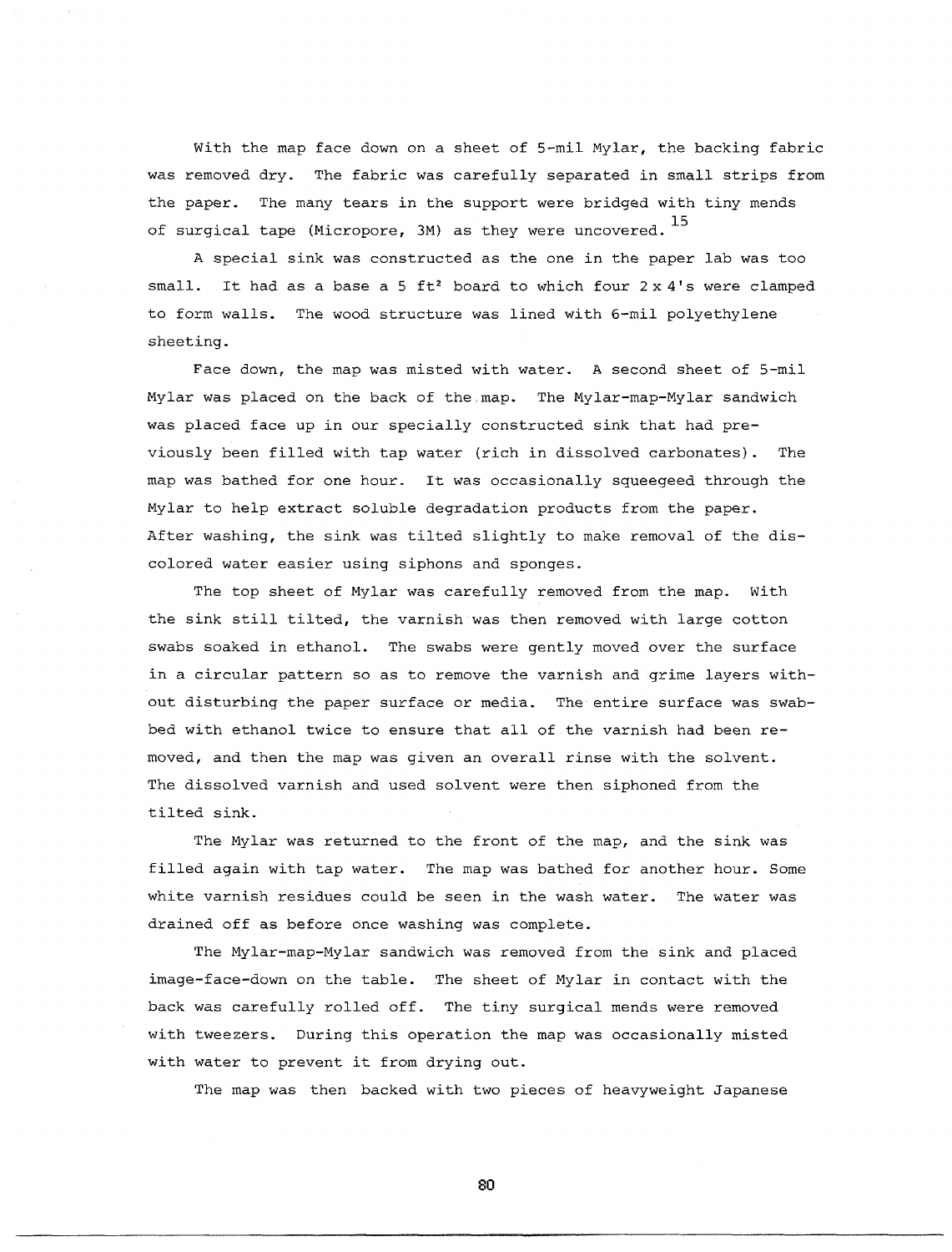With the map face down on a sheet of 5-mil Mylar, the backing fabric was removed dry. The fabric was carefully separated in small strips from the paper. The many tears in the support were bridged with tiny mends of surgical tape (Micropore, 3M) as they were uncovered.[15]

A special sink was constructed as the one in the paper lab was too small. It had as a base a 5 $ft^2$ board to which four 2 x 4's were clamped to form walls. The wood structure was lined with 6-mil polyethylene sheeting.

Face down, the map was misted with water. A second sheet of 5-mil Mylar was placed on the back of the map. The Mylar-map-Mylar sandwich was placed face up in our specially constructed sink that had previously been filled with tap water (rich in dissolved carbonates). The map was bathed for one hour. It was occasionally squeegeed through the Mylar to help extract soluble degradation products from the paper. After washing, the sink was tilted slightly to make removal of the discolored water easier using siphons and sponges.

The top sheet of Mylar was carefully removed from the map. With the sink still tilted, the varnish was then removed with large cotton swabs soaked in ethanol. The swabs were gently moved over the surface in a circular pattern so as to remove the varnish and grime layers without disturbing the paper surface or media. The entire surface was swabbed with ethanol twice to ensure that all of the varnish had been removed, and then the map was given an overall rinse with the solvent. The dissolved varnish and used solvent were then siphoned from the tilted sink.

The Mylar was returned to the front of the map, and the sink was filled again with tap water. The map was bathed for another hour. Some white varnish residues could be seen in the wash water. The water was drained off as before once washing was complete.

The Mylar-map-Mylar sandwich was removed from the sink and placed image-face-down on the table. The sheet of Mylar in contact with the back was carefully rolled off. The tiny surgical mends were removed with tweezers. During this operation the map was occasionally misted with water to prevent it from drying out.

The map was then backed with two pieces of heavyweight Japanese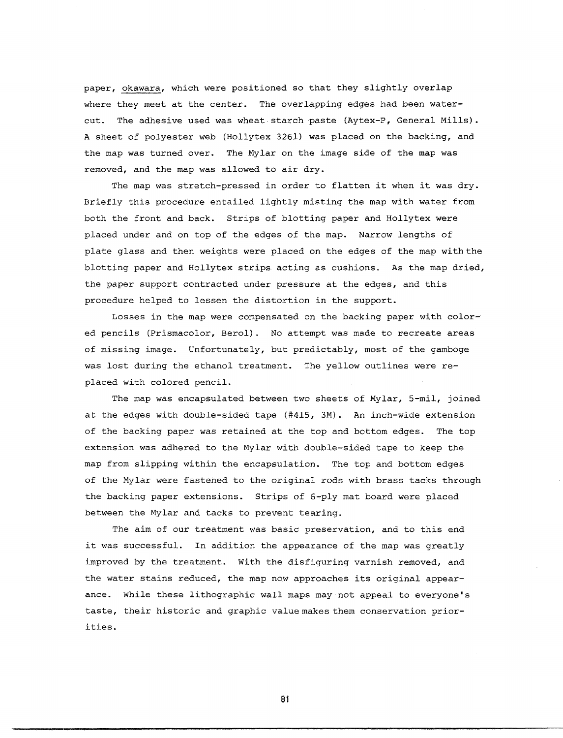paper, _okawara_, which were positioned so that they slightly overlap where they meet at the center. The overlapping edges had been water-cut. The adhesive used was wheat starch paste (Aytex-P, General Mills). A sheet of polyester web (Hollytex 3261) was placed on the backing, and the map was turned over. The Mylar on the image side of the map was removed, and the map was allowed to air dry.

The map was stretch-pressed in order to flatten it when it was dry. Briefly this procedure entailed lightly misting the map with water from both the front and back. Strips of blotting paper and Hollytex were placed under and on top of the edges of the map. Narrow lengths of plate glass and then weights were placed on the edges of the map with the blotting paper and Hollytex strips acting as cushions. As the map dried, the paper support contracted under pressure at the edges, and this procedure helped to lessen the distortion in the support.

Losses in the map were compensated on the backing paper with colored pencils (Prismacolor, Berol). No attempt was made to recreate areas of missing image. Unfortunately, but predictably, most of the gamboge was lost during the ethanol treatment. The yellow outlines were replaced with colored pencil.

The map was encapsulated between two sheets of Mylar, 5-mil, joined at the edges with double-sided tape (#415, 3M). An inch-wide extension of the backing paper was retained at the top and bottom edges. The top extension was adhered to the Mylar with double-sided tape to keep the map from slipping within the encapsulation. The top and bottom edges of the Mylar were fastened to the original rods with brass tacks through the backing paper extensions. Strips of 6-ply mat board were placed between the Mylar and tacks to prevent tearing.

The aim of our treatment was basic preservation, and to this end it was successful. In addition the appearance of the map was greatly improved by the treatment. With the disfiguring varnish removed, and the water stains reduced, the map now approaches its original appearance. While these lithographic wall maps may not appeal to everyone's taste, their historic and graphic value makes them conservation priorities.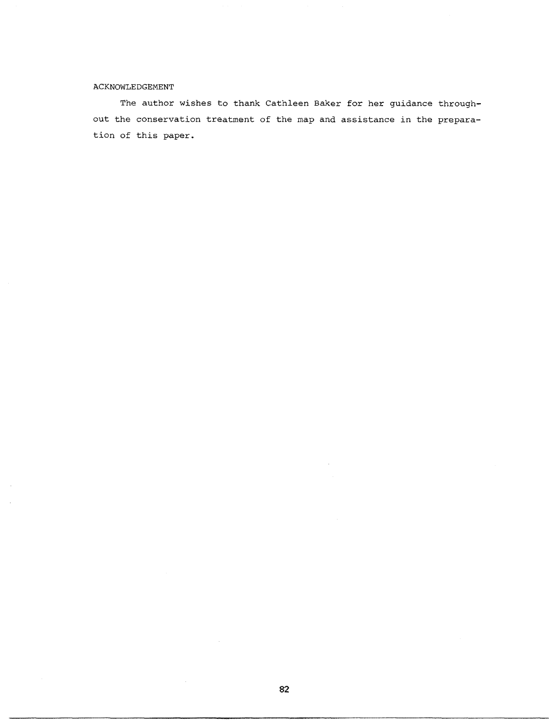## ACKNOWLEDGEMENT

The author wishes to thank Cathleen Baker for her guidance throughout the conservation treatment of the map and assistance in the preparation of this paper.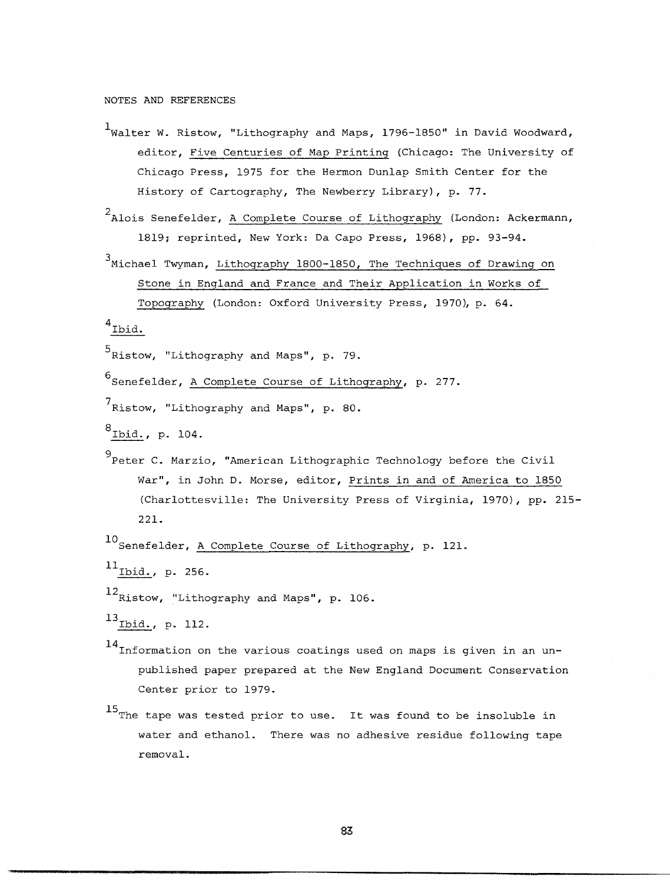NOTES AND REFERENCES

[1] Walter W. Ristow, "Lithography and Maps, 1796-1850" in David Woodward, editor, Five Centuries of Map Printing (Chicago: The University of Chicago Press, 1975 for the Hermon Dunlap Smith Center for the History of Cartography, The Newberry Library), p. 77.

[2] Alois Senefelder, A Complete Course of Lithography (London: Ackermann, 1819; reprinted, New York: Da Capo Press, 1968), pp. 93-94.

[3] Michael Twyman, Lithography 1800-1850, The Techniques of Drawing on Stone in England and France and Their Application in Works of Topography (London: Oxford University Press, 1970), p. 64.

[4] Ibid.

[5] Ristow, "Lithography and Maps", p. 79.

[6] Senefelder, A Complete Course of Lithography, p. 277.

[7] Ristow, "Lithography and Maps", p. 80.

[8] Ibid., p. 104.

[9] Peter C. Marzio, "American Lithographic Technology before the Civil War", in John D. Morse, editor, Prints in and of America to 1850 (Charlottesville: The University Press of Virginia, 1970), pp. 215-221.

[10] Senefelder, A Complete Course of Lithography, p. 121.

[11] Ibid., p. 256.

[12] Ristow, "Lithography and Maps", p. 106.

[13] Ibid., p. 112.

[14] Information on the various coatings used on maps is given in an unpublished paper prepared at the New England Document Conservation Center prior to 1979.

[15] The tape was tested prior to use. It was found to be insoluble in water and ethanol. There was no adhesive residue following tape removal.